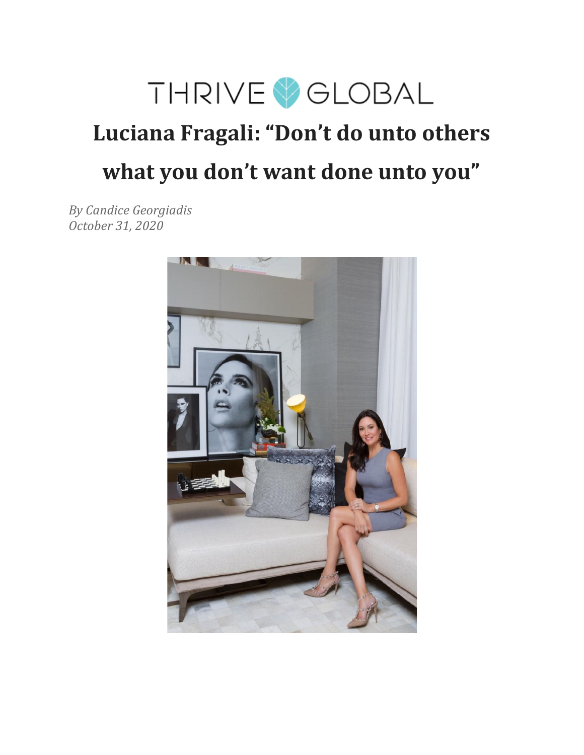THRIVE GLOBAL

# Luciana Fragali: "Don't do unto others what you don't want done unto you"

*By Candice Georgiadis*
*October 31, 2020*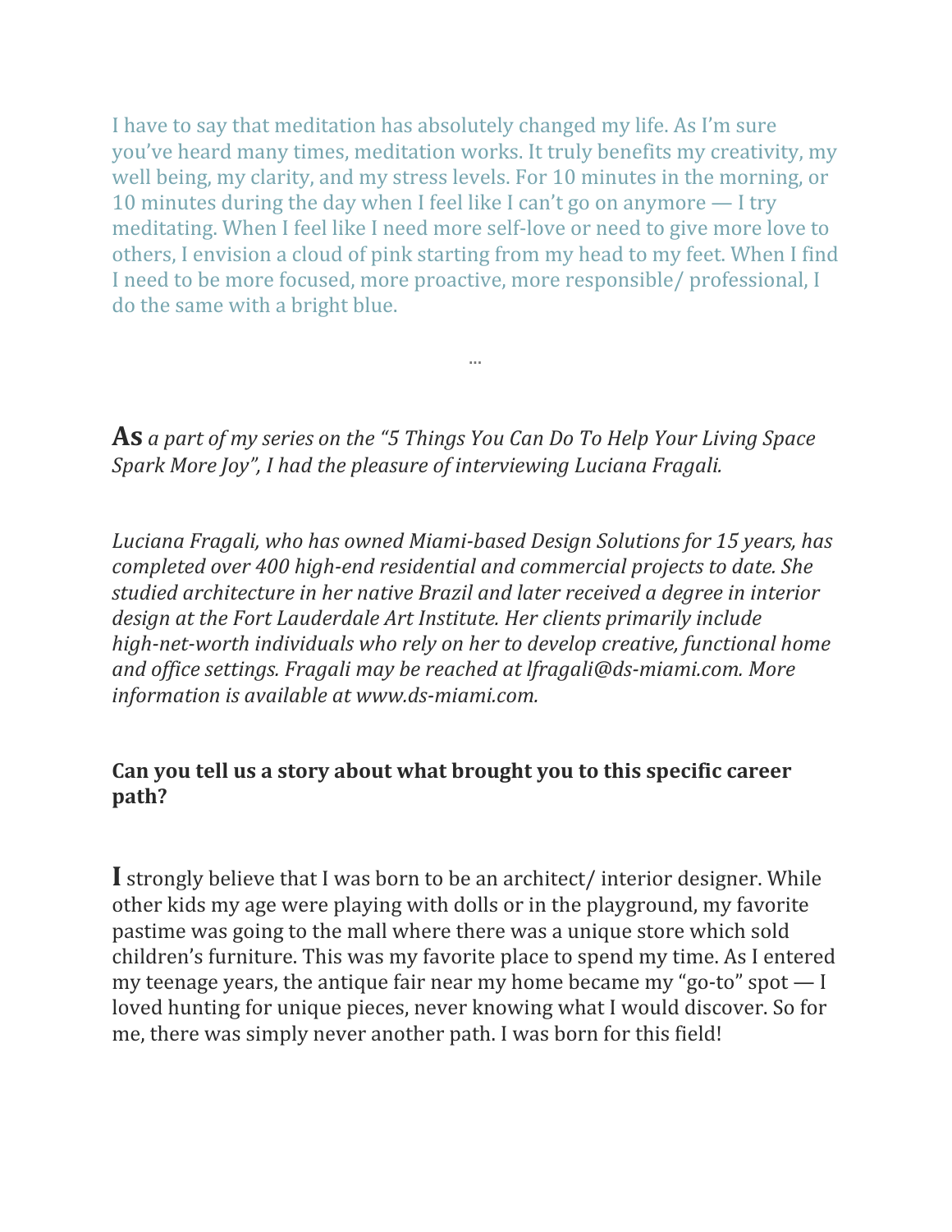I have to say that meditation has absolutely changed my life. As I'm sure you've heard many times, meditation works. It truly benefits my creativity, my well being, my clarity, and my stress levels. For 10 minutes in the morning, or 10 minutes during the day when I feel like I can't go on anymore — I try meditating. When I feel like I need more self-love or need to give more love to others, I envision a cloud of pink starting from my head to my feet. When I find I need to be more focused, more proactive, more responsible/ professional, I do the same with a bright blue.

...

**As** *a part of my series on the "5 Things You Can Do To Help Your Living Space Spark More Joy", I had the pleasure of interviewing Luciana Fragali.*

*Luciana Fragali, who has owned Miami-based Design Solutions for 15 years, has completed over 400 high-end residential and commercial projects to date. She studied architecture in her native Brazil and later received a degree in interior design at the Fort Lauderdale Art Institute. Her clients primarily include high-net-worth individuals who rely on her to develop creative, functional home and office settings. Fragali may be reached at lfragali@ds-miami.com. More information is available at www.ds-miami.com.*

**Can you tell us a story about what brought you to this specific career path?**

**I** strongly believe that I was born to be an architect/ interior designer. While other kids my age were playing with dolls or in the playground, my favorite pastime was going to the mall where there was a unique store which sold children's furniture. This was my favorite place to spend my time. As I entered my teenage years, the antique fair near my home became my "go-to" spot — I loved hunting for unique pieces, never knowing what I would discover. So for me, there was simply never another path. I was born for this field!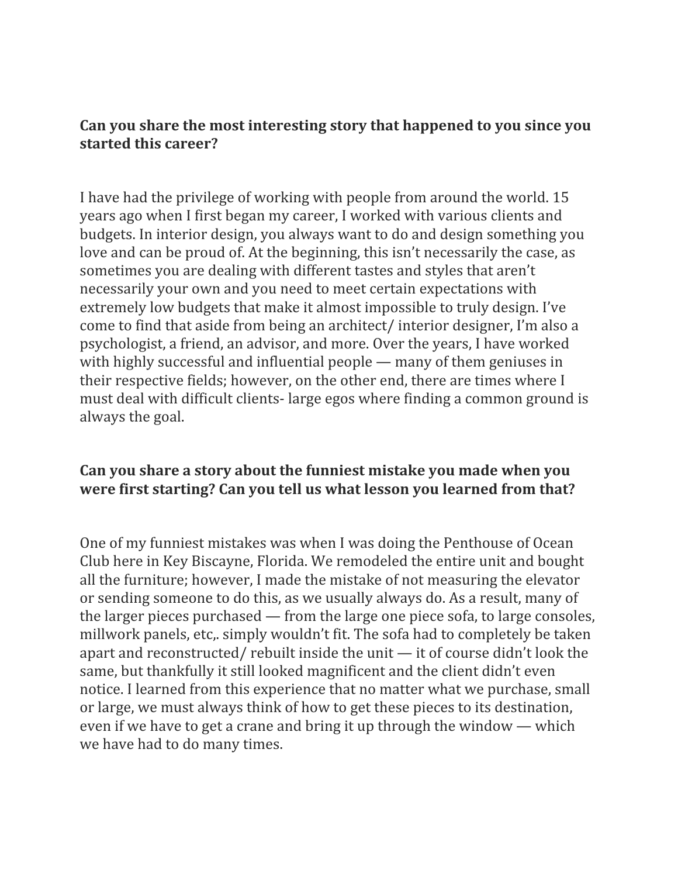**Can you share the most interesting story that happened to you since you started this career?**

I have had the privilege of working with people from around the world. 15 years ago when I first began my career, I worked with various clients and budgets. In interior design, you always want to do and design something you love and can be proud of. At the beginning, this isn't necessarily the case, as sometimes you are dealing with different tastes and styles that aren't necessarily your own and you need to meet certain expectations with extremely low budgets that make it almost impossible to truly design. I've come to find that aside from being an architect/ interior designer, I'm also a psychologist, a friend, an advisor, and more. Over the years, I have worked with highly successful and influential people — many of them geniuses in their respective fields; however, on the other end, there are times where I must deal with difficult clients- large egos where finding a common ground is always the goal.

**Can you share a story about the funniest mistake you made when you were first starting? Can you tell us what lesson you learned from that?**

One of my funniest mistakes was when I was doing the Penthouse of Ocean Club here in Key Biscayne, Florida. We remodeled the entire unit and bought all the furniture; however, I made the mistake of not measuring the elevator or sending someone to do this, as we usually always do. As a result, many of the larger pieces purchased — from the large one piece sofa, to large consoles, millwork panels, etc,. simply wouldn't fit. The sofa had to completely be taken apart and reconstructed/ rebuilt inside the unit — it of course didn't look the same, but thankfully it still looked magnificent and the client didn't even notice. I learned from this experience that no matter what we purchase, small or large, we must always think of how to get these pieces to its destination, even if we have to get a crane and bring it up through the window — which we have had to do many times.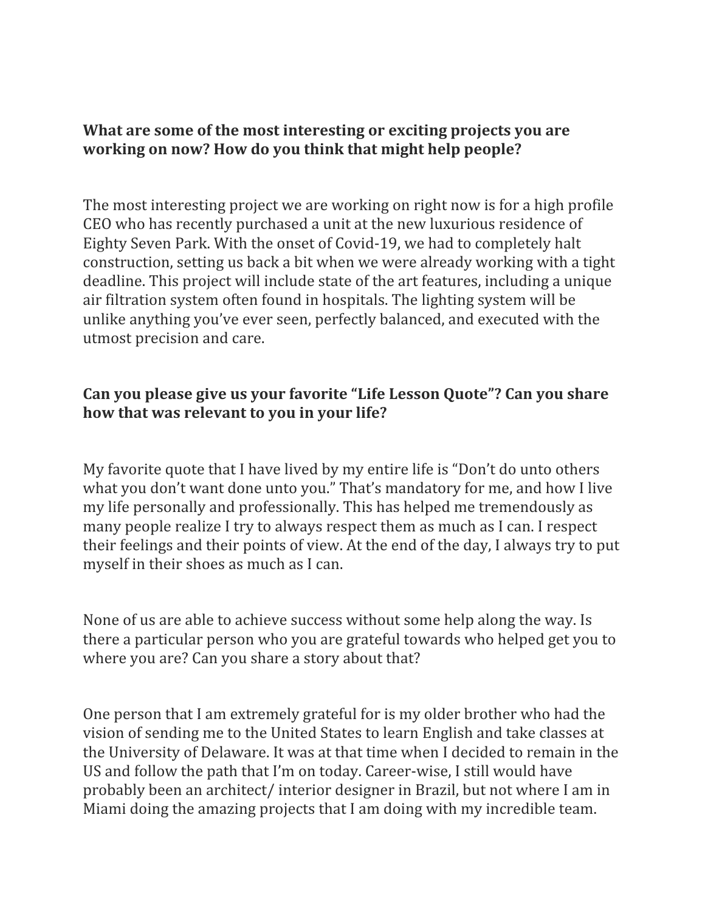**What are some of the most interesting or exciting projects you are working on now? How do you think that might help people?**

The most interesting project we are working on right now is for a high profile CEO who has recently purchased a unit at the new luxurious residence of Eighty Seven Park. With the onset of Covid-19, we had to completely halt construction, setting us back a bit when we were already working with a tight deadline. This project will include state of the art features, including a unique air filtration system often found in hospitals. The lighting system will be unlike anything you've ever seen, perfectly balanced, and executed with the utmost precision and care.

**Can you please give us your favorite "Life Lesson Quote"? Can you share how that was relevant to you in your life?**

My favorite quote that I have lived by my entire life is "Don't do unto others what you don't want done unto you." That's mandatory for me, and how I live my life personally and professionally. This has helped me tremendously as many people realize I try to always respect them as much as I can. I respect their feelings and their points of view. At the end of the day, I always try to put myself in their shoes as much as I can.

None of us are able to achieve success without some help along the way. Is there a particular person who you are grateful towards who helped get you to where you are? Can you share a story about that?

One person that I am extremely grateful for is my older brother who had the vision of sending me to the United States to learn English and take classes at the University of Delaware. It was at that time when I decided to remain in the US and follow the path that I'm on today. Career-wise, I still would have probably been an architect/ interior designer in Brazil, but not where I am in Miami doing the amazing projects that I am doing with my incredible team.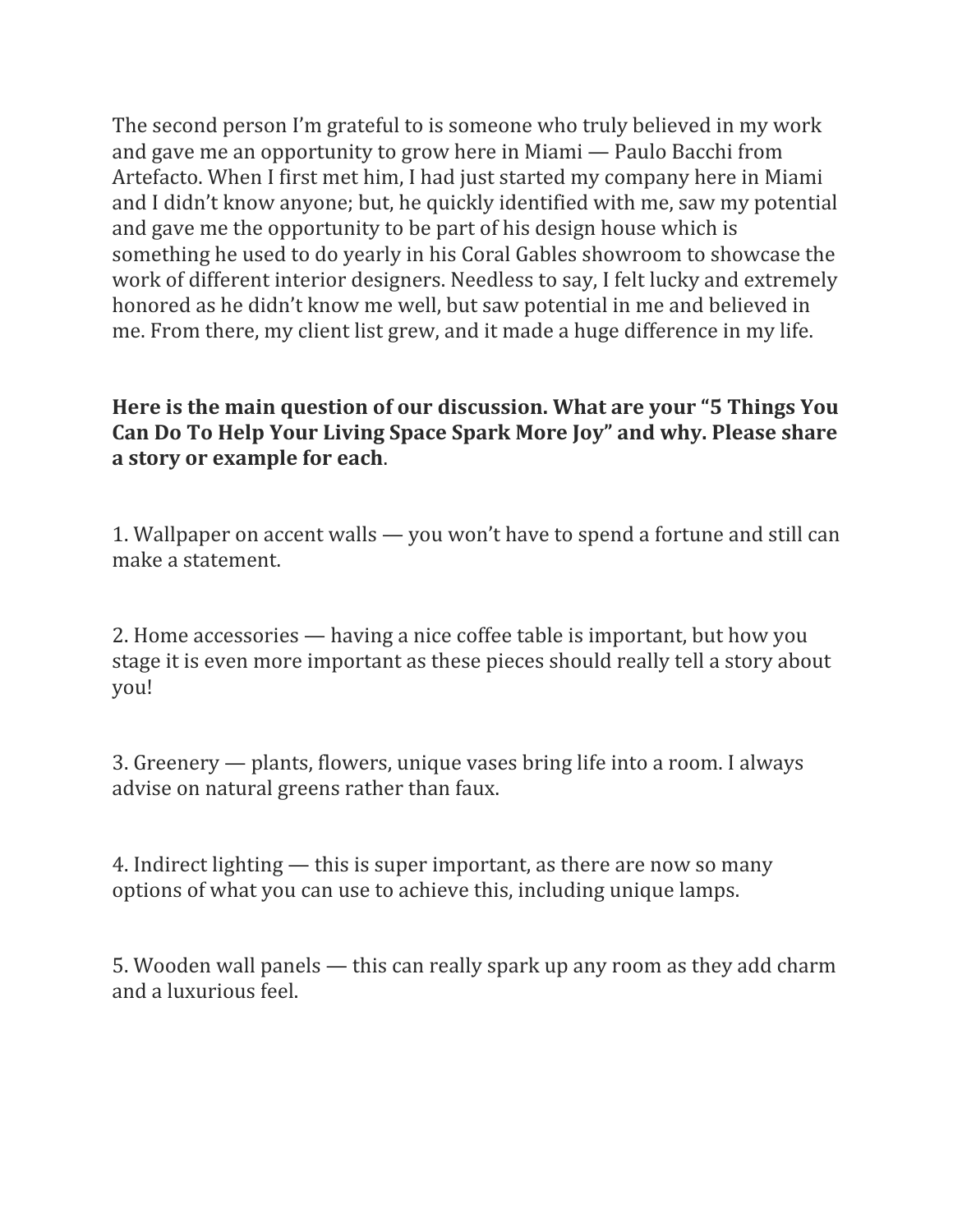The second person I'm grateful to is someone who truly believed in my work and gave me an opportunity to grow here in Miami — Paulo Bacchi from Artefacto. When I first met him, I had just started my company here in Miami and I didn't know anyone; but, he quickly identified with me, saw my potential and gave me the opportunity to be part of his design house which is something he used to do yearly in his Coral Gables showroom to showcase the work of different interior designers. Needless to say, I felt lucky and extremely honored as he didn't know me well, but saw potential in me and believed in me. From there, my client list grew, and it made a huge difference in my life.

**Here is the main question of our discussion. What are your "5 Things You Can Do To Help Your Living Space Spark More Joy" and why. Please share a story or example for each**.

1. Wallpaper on accent walls — you won't have to spend a fortune and still can make a statement.

2. Home accessories — having a nice coffee table is important, but how you stage it is even more important as these pieces should really tell a story about you!

3. Greenery — plants, flowers, unique vases bring life into a room. I always advise on natural greens rather than faux.

4. Indirect lighting — this is super important, as there are now so many options of what you can use to achieve this, including unique lamps.

5. Wooden wall panels — this can really spark up any room as they add charm and a luxurious feel.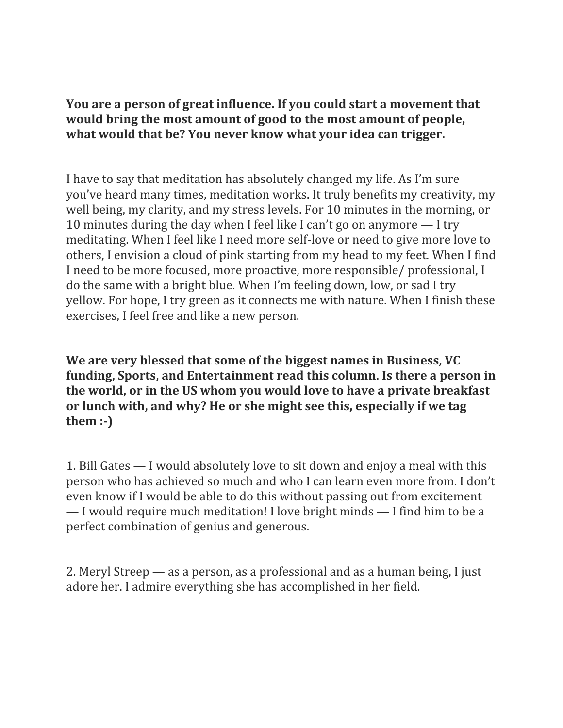**You are a person of great influence. If you could start a movement that would bring the most amount of good to the most amount of people, what would that be? You never know what your idea can trigger.**

I have to say that meditation has absolutely changed my life. As I'm sure you've heard many times, meditation works. It truly benefits my creativity, my well being, my clarity, and my stress levels. For 10 minutes in the morning, or 10 minutes during the day when I feel like I can't go on anymore — I try meditating. When I feel like I need more self-love or need to give more love to others, I envision a cloud of pink starting from my head to my feet. When I find I need to be more focused, more proactive, more responsible/ professional, I do the same with a bright blue. When I'm feeling down, low, or sad I try yellow. For hope, I try green as it connects me with nature. When I finish these exercises, I feel free and like a new person.

**We are very blessed that some of the biggest names in Business, VC funding, Sports, and Entertainment read this column. Is there a person in the world, or in the US whom you would love to have a private breakfast or lunch with, and why? He or she might see this, especially if we tag them :-)**

1. Bill Gates — I would absolutely love to sit down and enjoy a meal with this person who has achieved so much and who I can learn even more from. I don't even know if I would be able to do this without passing out from excitement — I would require much meditation! I love bright minds — I find him to be a perfect combination of genius and generous.

2. Meryl Streep — as a person, as a professional and as a human being, I just adore her. I admire everything she has accomplished in her field.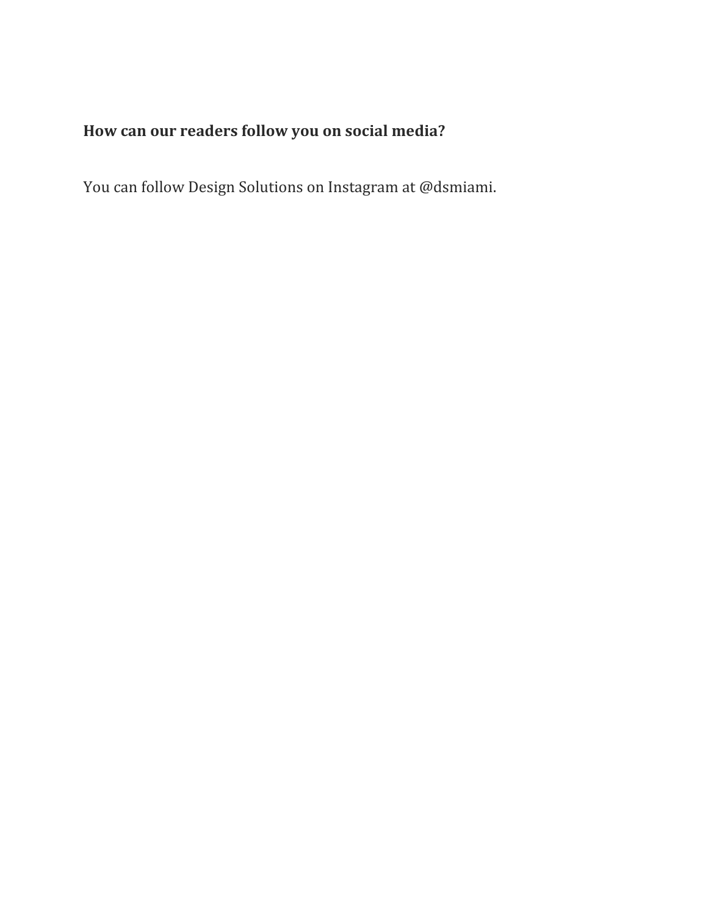**How can our readers follow you on social media?**

You can follow Design Solutions on Instagram at @dsmiami.